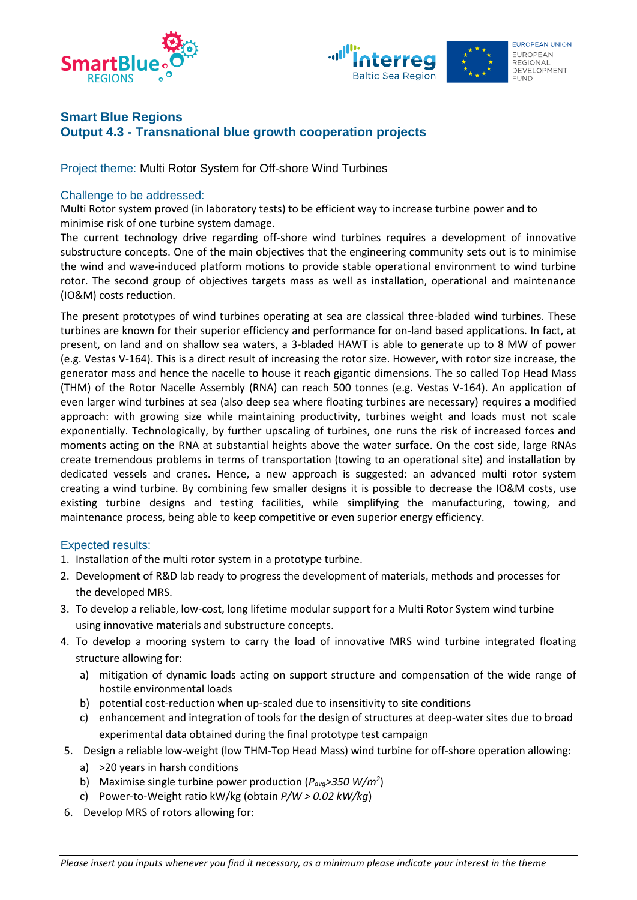## Smart Blue Regions
## Output 4.3 - Transnational blue growth cooperation projects

Project theme: Multi Rotor System for Off-shore Wind Turbines

### Challenge to be addressed:

Multi Rotor system proved (in laboratory tests) to be efficient way to increase turbine power and to minimise risk of one turbine system damage.

The current technology drive regarding off-shore wind turbines requires a development of innovative substructure concepts. One of the main objectives that the engineering community sets out is to minimise the wind and wave-induced platform motions to provide stable operational environment to wind turbine rotor. The second group of objectives targets mass as well as installation, operational and maintenance (IO&M) costs reduction.

The present prototypes of wind turbines operating at sea are classical three-bladed wind turbines. These turbines are known for their superior efficiency and performance for on-land based applications. In fact, at present, on land and on shallow sea waters, a 3-bladed HAWT is able to generate up to 8 MW of power (e.g. Vestas V-164). This is a direct result of increasing the rotor size. However, with rotor size increase, the generator mass and hence the nacelle to house it reach gigantic dimensions. The so called Top Head Mass (THM) of the Rotor Nacelle Assembly (RNA) can reach 500 tonnes (e.g. Vestas V-164). An application of even larger wind turbines at sea (also deep sea where floating turbines are necessary) requires a modified approach: with growing size while maintaining productivity, turbines weight and loads must not scale exponentially. Technologically, by further upscaling of turbines, one runs the risk of increased forces and moments acting on the RNA at substantial heights above the water surface. On the cost side, large RNAs create tremendous problems in terms of transportation (towing to an operational site) and installation by dedicated vessels and cranes. Hence, a new approach is suggested: an advanced multi rotor system creating a wind turbine. By combining few smaller designs it is possible to decrease the IO&M costs, use existing turbine designs and testing facilities, while simplifying the manufacturing, towing, and maintenance process, being able to keep competitive or even superior energy efficiency.

### Expected results:

1. Installation of the multi rotor system in a prototype turbine.
2. Development of R&D lab ready to progress the development of materials, methods and processes for the developed MRS.
3. To develop a reliable, low-cost, long lifetime modular support for a Multi Rotor System wind turbine using innovative materials and substructure concepts.
4. To develop a mooring system to carry the load of innovative MRS wind turbine integrated floating structure allowing for:
   a) mitigation of dynamic loads acting on support structure and compensation of the wide range of hostile environmental loads
   b) potential cost-reduction when up-scaled due to insensitivity to site conditions
   c) enhancement and integration of tools for the design of structures at deep-water sites due to broad experimental data obtained during the final prototype test campaign
5. Design a reliable low-weight (low THM-Top Head Mass) wind turbine for off-shore operation allowing:
   a) >20 years in harsh conditions
   b) Maximise single turbine power production ($P_{avg}$>350 W/m$^2$)
   c) Power-to-Weight ratio kW/kg (obtain *P/W > 0.02 kW/kg*)
6. Develop MRS of rotors allowing for:

*Please insert you inputs whenever you find it necessary, as a minimum please indicate your interest in the theme*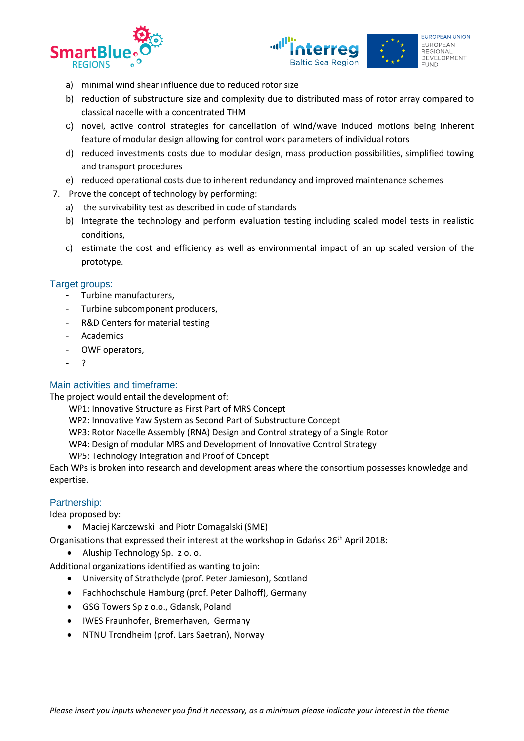a) minimal wind shear influence due to reduced rotor size
   b) reduction of substructure size and complexity due to distributed mass of rotor array compared to classical nacelle with a concentrated THM
   c) novel, active control strategies for cancellation of wind/wave induced motions being inherent feature of modular design allowing for control work parameters of individual rotors
   d) reduced investments costs due to modular design, mass production possibilities, simplified towing and transport procedures
   e) reduced operational costs due to inherent redundancy and improved maintenance schemes
7. Prove the concept of technology by performing:
   a) the survivability test as described in code of standards
   b) Integrate the technology and perform evaluation testing including scaled model tests in realistic conditions,
   c) estimate the cost and efficiency as well as environmental impact of an up scaled version of the prototype.

## Target groups:

- Turbine manufacturers,
- Turbine subcomponent producers,
- R&D Centers for material testing
- Academics
- OWF operators,
- ?

## Main activities and timeframe:

The project would entail the development of:

WP1: Innovative Structure as First Part of MRS Concept
WP2: Innovative Yaw System as Second Part of Substructure Concept
WP3: Rotor Nacelle Assembly (RNA) Design and Control strategy of a Single Rotor
WP4: Design of modular MRS and Development of Innovative Control Strategy
WP5: Technology Integration and Proof of Concept

Each WPs is broken into research and development areas where the consortium possesses knowledge and expertise.

## Partnership:

Idea proposed by:

- Maciej Karczewski and Piotr Domagalski (SME)

Organisations that expressed their interest at the workshop in Gdańsk 26th April 2018:

- Aluship Technology Sp. z o. o.

Additional organizations identified as wanting to join:

- University of Strathclyde (prof. Peter Jamieson), Scotland
- Fachhochschule Hamburg (prof. Peter Dalhoff), Germany
- GSG Towers Sp z o.o., Gdansk, Poland
- IWES Fraunhofer, Bremerhaven, Germany
- NTNU Trondheim (prof. Lars Saetran), Norway

*Please insert you inputs whenever you find it necessary, as a minimum please indicate your interest in the theme*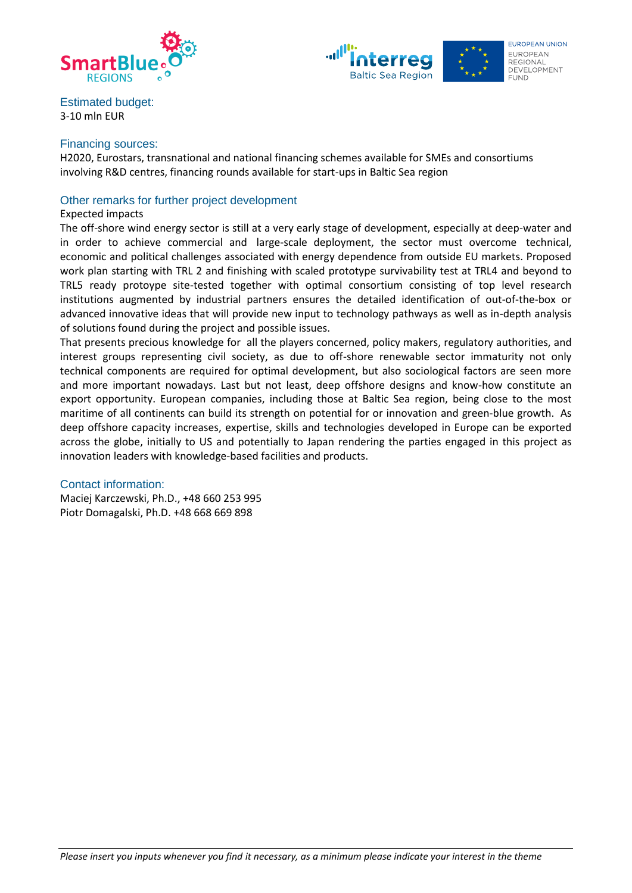### Estimated budget:

3-10 mln EUR

### Financing sources:

H2020, Eurostars, transnational and national financing schemes available for SMEs and consortiums involving R&D centres, financing rounds available for start-ups in Baltic Sea region

### Other remarks for further project development

Expected impacts

The off-shore wind energy sector is still at a very early stage of development, especially at deep-water and in order to achieve commercial and large-scale deployment, the sector must overcome technical, economic and political challenges associated with energy dependence from outside EU markets. Proposed work plan starting with TRL 2 and finishing with scaled prototype survivability test at TRL4 and beyond to TRL5 ready protoype site-tested together with optimal consortium consisting of top level research institutions augmented by industrial partners ensures the detailed identification of out-of-the-box or advanced innovative ideas that will provide new input to technology pathways as well as in-depth analysis of solutions found during the project and possible issues.

That presents precious knowledge for all the players concerned, policy makers, regulatory authorities, and interest groups representing civil society, as due to off-shore renewable sector immaturity not only technical components are required for optimal development, but also sociological factors are seen more and more important nowadays. Last but not least, deep offshore designs and know-how constitute an export opportunity. European companies, including those at Baltic Sea region, being close to the most maritime of all continents can build its strength on potential for or innovation and green-blue growth. As deep offshore capacity increases, expertise, skills and technologies developed in Europe can be exported across the globe, initially to US and potentially to Japan rendering the parties engaged in this project as innovation leaders with knowledge-based facilities and products.

### Contact information:

Maciej Karczewski, Ph.D., +48 660 253 995
Piotr Domagalski, Ph.D. +48 668 669 898